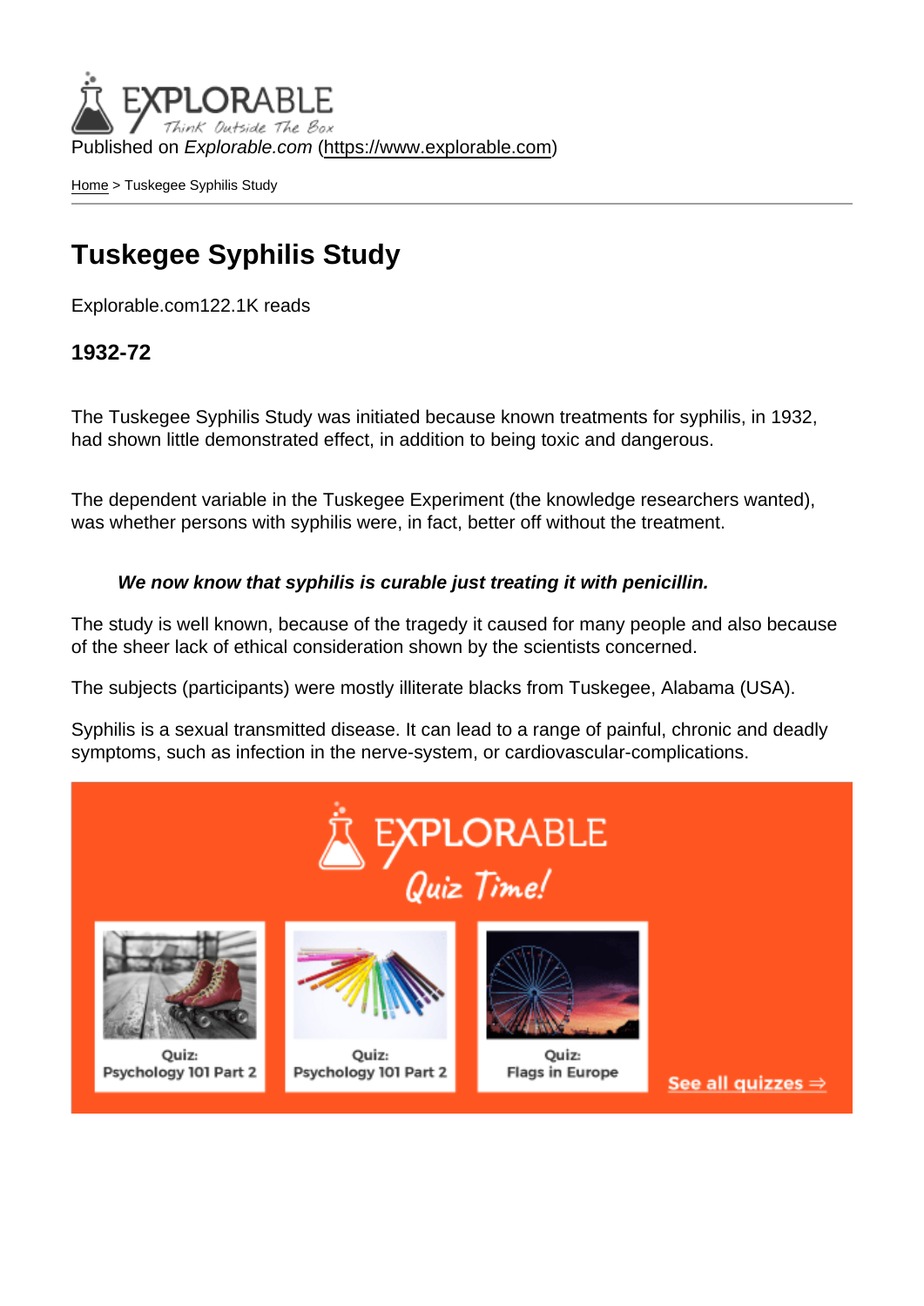Published on *Explorable.com* (https://www.explorable.com)

Home > Tuskegee Syphilis Study

# Tuskegee Syphilis Study

Explorable.com122.1K reads

### 1932-72

The Tuskegee Syphilis Study was initiated because known treatments for syphilis, in 1932, had shown little demonstrated effect, in addition to being toxic and dangerous.

The dependent variable in the Tuskegee Experiment (the knowledge researchers wanted), was whether persons with syphilis were, in fact, better off without the treatment.

> ***We now know that syphilis is curable just treating it with penicillin.***

The study is well known, because of the tragedy it caused for many people and also because of the sheer lack of ethical consideration shown by the scientists concerned.

The subjects (participants) were mostly illiterate blacks from Tuskegee, Alabama (USA).

Syphilis is a sexual transmitted disease. It can lead to a range of painful, chronic and deadly symptoms, such as infection in the nerve-system, or cardiovascular-complications.

EXPLORABLE Quiz Time!

Quiz: Psychology 101 Part 2

Quiz: Psychology 101 Part 2

Quiz: Flags in Europe

See all quizzes ⇒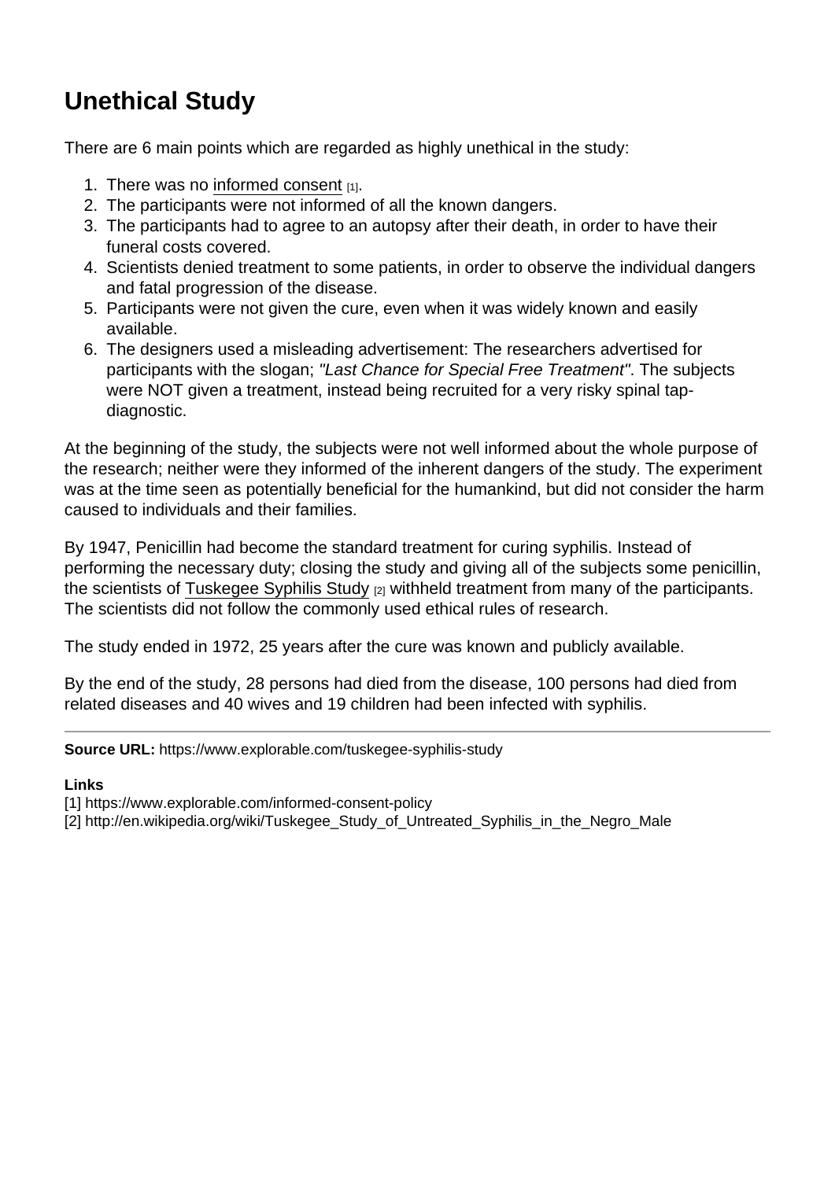## Unethical Study

There are 6 main points which are regarded as highly unethical in the study:

1. There was no informed consent [1].
2. The participants were not informed of all the known dangers.
3. The participants had to agree to an autopsy after their death, in order to have their funeral costs covered.
4. Scientists denied treatment to some patients, in order to observe the individual dangers and fatal progression of the disease.
5. Participants were not given the cure, even when it was widely known and easily available.
6. The designers used a misleading advertisement: The researchers advertised for participants with the slogan; *"Last Chance for Special Free Treatment"*. The subjects were NOT given a treatment, instead being recruited for a very risky spinal tap-diagnostic.

At the beginning of the study, the subjects were not well informed about the whole purpose of the research; neither were they informed of the inherent dangers of the study. The experiment was at the time seen as potentially beneficial for the humankind, but did not consider the harm caused to individuals and their families.

By 1947, Penicillin had become the standard treatment for curing syphilis. Instead of performing the necessary duty; closing the study and giving all of the subjects some penicillin, the scientists of Tuskegee Syphilis Study [2] withheld treatment from many of the participants. The scientists did not follow the commonly used ethical rules of research.

The study ended in 1972, 25 years after the cure was known and publicly available.

By the end of the study, 28 persons had died from the disease, 100 persons had died from related diseases and 40 wives and 19 children had been infected with syphilis.

---

**Source URL:** https://www.explorable.com/tuskegee-syphilis-study

**Links**
[1] https://www.explorable.com/informed-consent-policy
[2] http://en.wikipedia.org/wiki/Tuskegee_Study_of_Untreated_Syphilis_in_the_Negro_Male